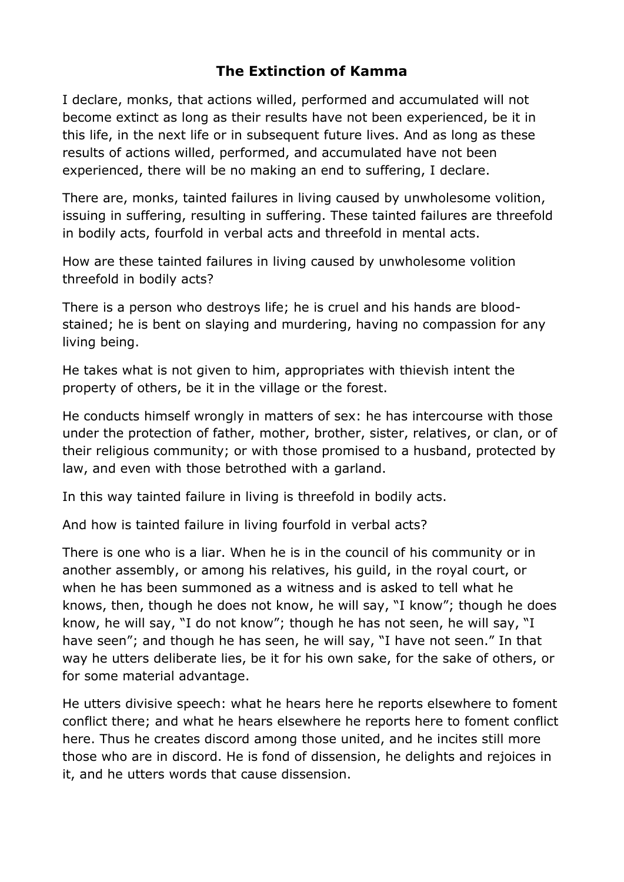# The Extinction of Kamma

I declare, monks, that actions willed, performed and accumulated will not become extinct as long as their results have not been experienced, be it in this life, in the next life or in subsequent future lives. And as long as these results of actions willed, performed, and accumulated have not been experienced, there will be no making an end to suffering, I declare.

There are, monks, tainted failures in living caused by unwholesome volition, issuing in suffering, resulting in suffering. These tainted failures are threefold in bodily acts, fourfold in verbal acts and threefold in mental acts.

How are these tainted failures in living caused by unwholesome volition threefold in bodily acts?

There is a person who destroys life; he is cruel and his hands are blood-stained; he is bent on slaying and murdering, having no compassion for any living being.

He takes what is not given to him, appropriates with thievish intent the property of others, be it in the village or the forest.

He conducts himself wrongly in matters of sex: he has intercourse with those under the protection of father, mother, brother, sister, relatives, or clan, or of their religious community; or with those promised to a husband, protected by law, and even with those betrothed with a garland.

In this way tainted failure in living is threefold in bodily acts.

And how is tainted failure in living fourfold in verbal acts?

There is one who is a liar. When he is in the council of his community or in another assembly, or among his relatives, his guild, in the royal court, or when he has been summoned as a witness and is asked to tell what he knows, then, though he does not know, he will say, "I know"; though he does know, he will say, "I do not know"; though he has not seen, he will say, "I have seen"; and though he has seen, he will say, "I have not seen." In that way he utters deliberate lies, be it for his own sake, for the sake of others, or for some material advantage.

He utters divisive speech: what he hears here he reports elsewhere to foment conflict there; and what he hears elsewhere he reports here to foment conflict here. Thus he creates discord among those united, and he incites still more those who are in discord. He is fond of dissension, he delights and rejoices in it, and he utters words that cause dissension.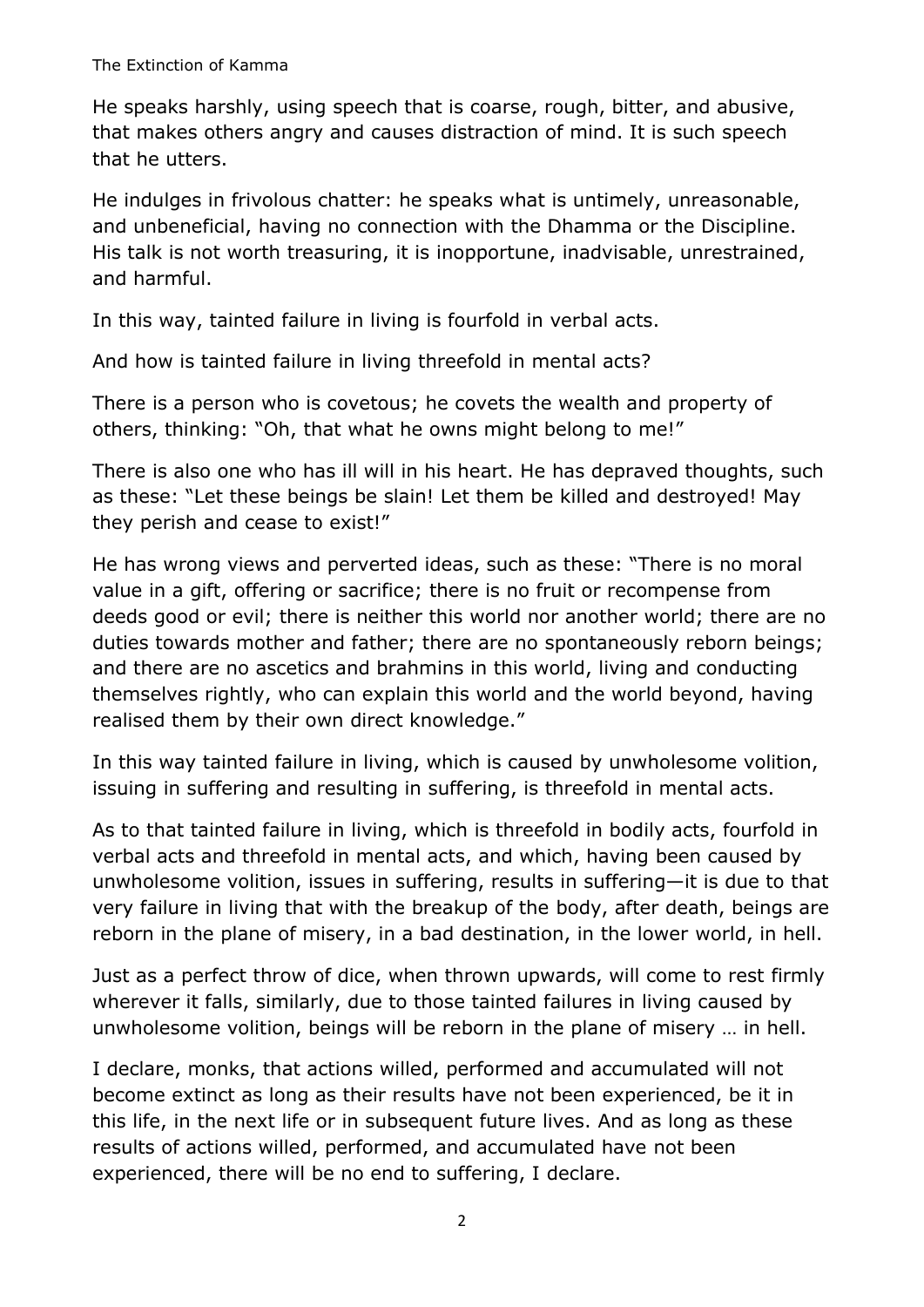He speaks harshly, using speech that is coarse, rough, bitter, and abusive, that makes others angry and causes distraction of mind. It is such speech that he utters.

He indulges in frivolous chatter: he speaks what is untimely, unreasonable, and unbeneficial, having no connection with the Dhamma or the Discipline. His talk is not worth treasuring, it is inopportune, inadvisable, unrestrained, and harmful.

In this way, tainted failure in living is fourfold in verbal acts.

And how is tainted failure in living threefold in mental acts?

There is a person who is covetous; he covets the wealth and property of others, thinking: "Oh, that what he owns might belong to me!"

There is also one who has ill will in his heart. He has depraved thoughts, such as these: "Let these beings be slain! Let them be killed and destroyed! May they perish and cease to exist!"

He has wrong views and perverted ideas, such as these: "There is no moral value in a gift, offering or sacrifice; there is no fruit or recompense from deeds good or evil; there is neither this world nor another world; there are no duties towards mother and father; there are no spontaneously reborn beings; and there are no ascetics and brahmins in this world, living and conducting themselves rightly, who can explain this world and the world beyond, having realised them by their own direct knowledge."

In this way tainted failure in living, which is caused by unwholesome volition, issuing in suffering and resulting in suffering, is threefold in mental acts.

As to that tainted failure in living, which is threefold in bodily acts, fourfold in verbal acts and threefold in mental acts, and which, having been caused by unwholesome volition, issues in suffering, results in suffering—it is due to that very failure in living that with the breakup of the body, after death, beings are reborn in the plane of misery, in a bad destination, in the lower world, in hell.

Just as a perfect throw of dice, when thrown upwards, will come to rest firmly wherever it falls, similarly, due to those tainted failures in living caused by unwholesome volition, beings will be reborn in the plane of misery … in hell.

I declare, monks, that actions willed, performed and accumulated will not become extinct as long as their results have not been experienced, be it in this life, in the next life or in subsequent future lives. And as long as these results of actions willed, performed, and accumulated have not been experienced, there will be no end to suffering, I declare.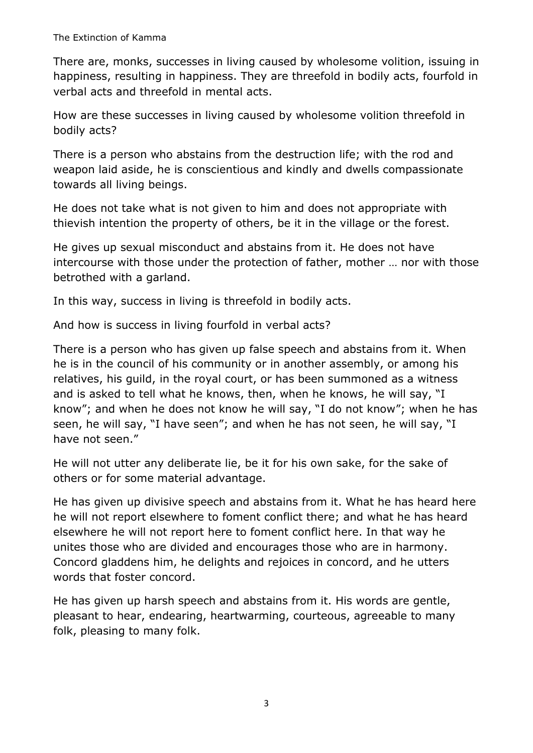There are, monks, successes in living caused by wholesome volition, issuing in happiness, resulting in happiness. They are threefold in bodily acts, fourfold in verbal acts and threefold in mental acts.

How are these successes in living caused by wholesome volition threefold in bodily acts?

There is a person who abstains from the destruction life; with the rod and weapon laid aside, he is conscientious and kindly and dwells compassionate towards all living beings.

He does not take what is not given to him and does not appropriate with thievish intention the property of others, be it in the village or the forest.

He gives up sexual misconduct and abstains from it. He does not have intercourse with those under the protection of father, mother … nor with those betrothed with a garland.

In this way, success in living is threefold in bodily acts.

And how is success in living fourfold in verbal acts?

There is a person who has given up false speech and abstains from it. When he is in the council of his community or in another assembly, or among his relatives, his guild, in the royal court, or has been summoned as a witness and is asked to tell what he knows, then, when he knows, he will say, "I know"; and when he does not know he will say, "I do not know"; when he has seen, he will say, "I have seen"; and when he has not seen, he will say, "I have not seen."

He will not utter any deliberate lie, be it for his own sake, for the sake of others or for some material advantage.

He has given up divisive speech and abstains from it. What he has heard here he will not report elsewhere to foment conflict there; and what he has heard elsewhere he will not report here to foment conflict here. In that way he unites those who are divided and encourages those who are in harmony. Concord gladdens him, he delights and rejoices in concord, and he utters words that foster concord.

He has given up harsh speech and abstains from it. His words are gentle, pleasant to hear, endearing, heartwarming, courteous, agreeable to many folk, pleasing to many folk.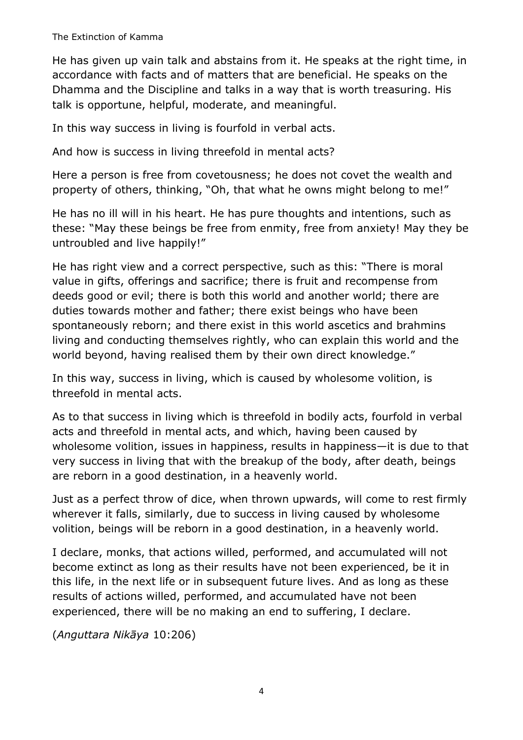He has given up vain talk and abstains from it. He speaks at the right time, in accordance with facts and of matters that are beneficial. He speaks on the Dhamma and the Discipline and talks in a way that is worth treasuring. His talk is opportune, helpful, moderate, and meaningful.

In this way success in living is fourfold in verbal acts.

And how is success in living threefold in mental acts?

Here a person is free from covetousness; he does not covet the wealth and property of others, thinking, "Oh, that what he owns might belong to me!"

He has no ill will in his heart. He has pure thoughts and intentions, such as these: "May these beings be free from enmity, free from anxiety! May they be untroubled and live happily!"

He has right view and a correct perspective, such as this: "There is moral value in gifts, offerings and sacrifice; there is fruit and recompense from deeds good or evil; there is both this world and another world; there are duties towards mother and father; there exist beings who have been spontaneously reborn; and there exist in this world ascetics and brahmins living and conducting themselves rightly, who can explain this world and the world beyond, having realised them by their own direct knowledge."

In this way, success in living, which is caused by wholesome volition, is threefold in mental acts.

As to that success in living which is threefold in bodily acts, fourfold in verbal acts and threefold in mental acts, and which, having been caused by wholesome volition, issues in happiness, results in happiness—it is due to that very success in living that with the breakup of the body, after death, beings are reborn in a good destination, in a heavenly world.

Just as a perfect throw of dice, when thrown upwards, will come to rest firmly wherever it falls, similarly, due to success in living caused by wholesome volition, beings will be reborn in a good destination, in a heavenly world.

I declare, monks, that actions willed, performed, and accumulated will not become extinct as long as their results have not been experienced, be it in this life, in the next life or in subsequent future lives. And as long as these results of actions willed, performed, and accumulated have not been experienced, there will be no making an end to suffering, I declare.

(*Anguttara Nikāya* 10:206)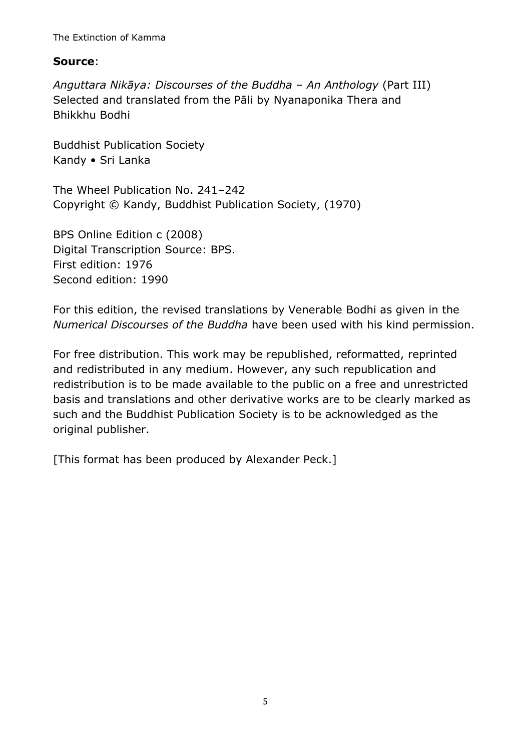**Source**:

*Anguttara Nikāya: Discourses of the Buddha – An Anthology* (Part III)
Selected and translated from the Pāli by Nyanaponika Thera and Bhikkhu Bodhi

Buddhist Publication Society
Kandy • Sri Lanka

The Wheel Publication No. 241–242
Copyright © Kandy, Buddhist Publication Society, (1970)

BPS Online Edition c (2008)
Digital Transcription Source: BPS.
First edition: 1976
Second edition: 1990

For this edition, the revised translations by Venerable Bodhi as given in the *Numerical Discourses of the Buddha* have been used with his kind permission.

For free distribution. This work may be republished, reformatted, reprinted and redistributed in any medium. However, any such republication and redistribution is to be made available to the public on a free and unrestricted basis and translations and other derivative works are to be clearly marked as such and the Buddhist Publication Society is to be acknowledged as the original publisher.

[This format has been produced by Alexander Peck.]